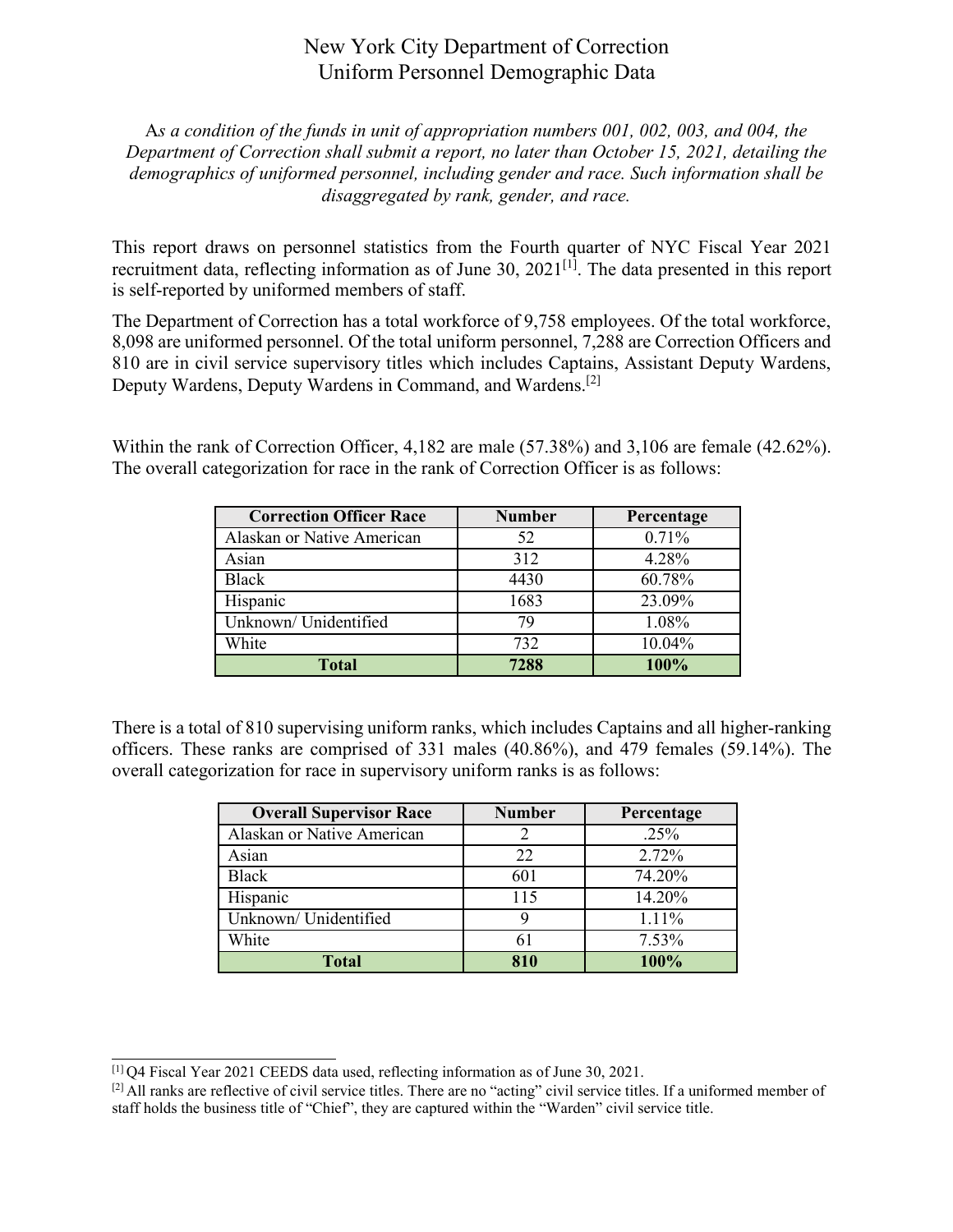# New York City Department of Correction
# Uniform Personnel Demographic Data

*As a condition of the funds in unit of appropriation numbers 001, 002, 003, and 004, the Department of Correction shall submit a report, no later than October 15, 2021, detailing the demographics of uniformed personnel, including gender and race. Such information shall be disaggregated by rank, gender, and race.*

This report draws on personnel statistics from the Fourth quarter of NYC Fiscal Year 2021 recruitment data, reflecting information as of June 30, 2021[1]. The data presented in this report is self-reported by uniformed members of staff.

The Department of Correction has a total workforce of 9,758 employees. Of the total workforce, 8,098 are uniformed personnel. Of the total uniform personnel, 7,288 are Correction Officers and 810 are in civil service supervisory titles which includes Captains, Assistant Deputy Wardens, Deputy Wardens, Deputy Wardens in Command, and Wardens.[2]

Within the rank of Correction Officer, 4,182 are male (57.38%) and 3,106 are female (42.62%). The overall categorization for race in the rank of Correction Officer is as follows:

| Correction Officer Race | Number | Percentage |
|---|---|---|
| Alaskan or Native American | 52 | 0.71% |
| Asian | 312 | 4.28% |
| Black | 4430 | 60.78% |
| Hispanic | 1683 | 23.09% |
| Unknown/ Unidentified | 79 | 1.08% |
| White | 732 | 10.04% |
| **Total** | **7288** | **100%** |

There is a total of 810 supervising uniform ranks, which includes Captains and all higher-ranking officers. These ranks are comprised of 331 males (40.86%), and 479 females (59.14%). The overall categorization for race in supervisory uniform ranks is as follows:

| Overall Supervisor Race | Number | Percentage |
|---|---|---|
| Alaskan or Native American | 2 | .25% |
| Asian | 22 | 2.72% |
| Black | 601 | 74.20% |
| Hispanic | 115 | 14.20% |
| Unknown/ Unidentified | 9 | 1.11% |
| White | 61 | 7.53% |
| **Total** | **810** | **100%** |

---

[1] Q4 Fiscal Year 2021 CEEDS data used, reflecting information as of June 30, 2021.

[2] All ranks are reflective of civil service titles. There are no "acting" civil service titles. If a uniformed member of staff holds the business title of "Chief", they are captured within the "Warden" civil service title.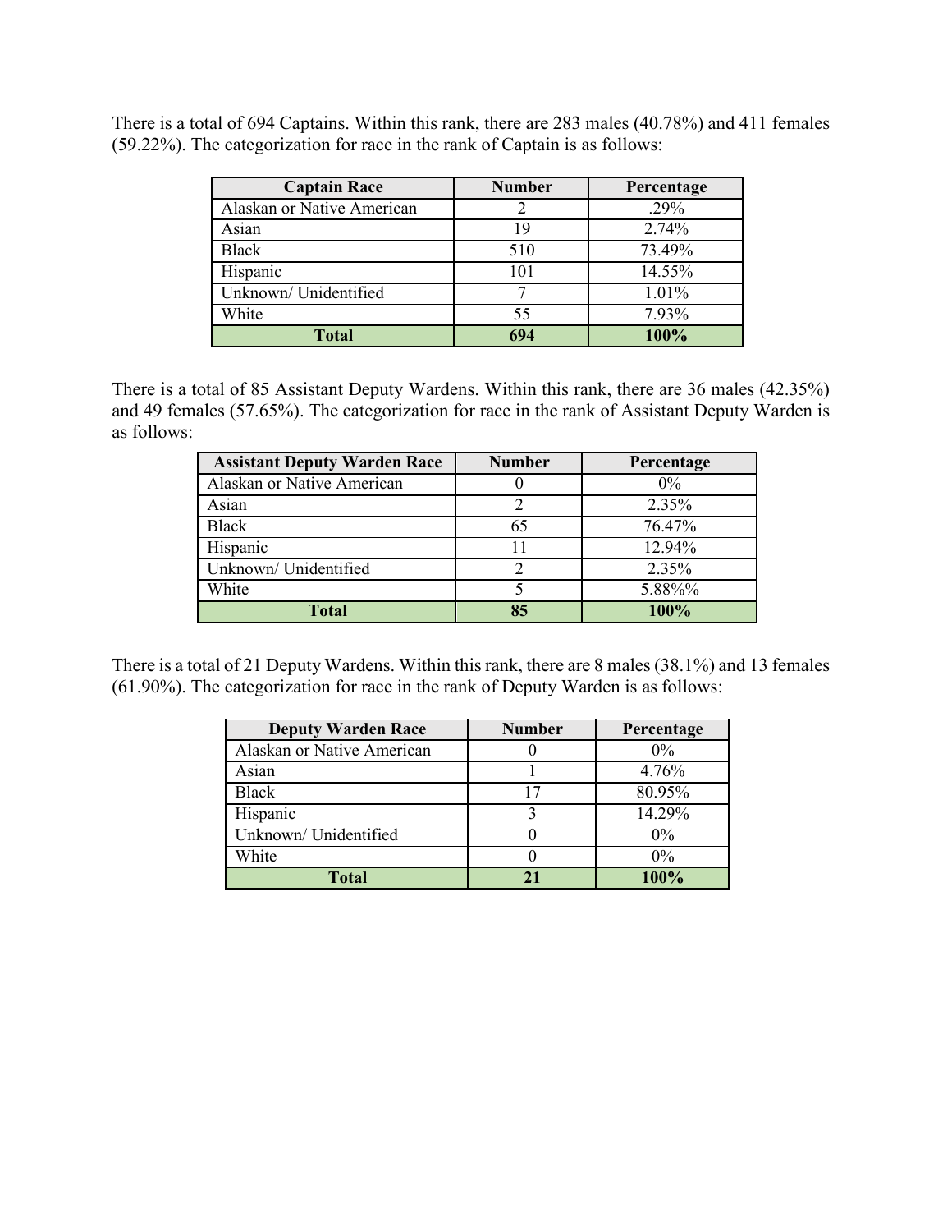There is a total of 694 Captains. Within this rank, there are 283 males (40.78%) and 411 females (59.22%). The categorization for race in the rank of Captain is as follows:

| Captain Race | Number | Percentage |
|---|---|---|
| Alaskan or Native American | 2 | .29% |
| Asian | 19 | 2.74% |
| Black | 510 | 73.49% |
| Hispanic | 101 | 14.55% |
| Unknown/ Unidentified | 7 | 1.01% |
| White | 55 | 7.93% |
| **Total** | **694** | **100%** |

There is a total of 85 Assistant Deputy Wardens. Within this rank, there are 36 males (42.35%) and 49 females (57.65%). The categorization for race in the rank of Assistant Deputy Warden is as follows:

| Assistant Deputy Warden Race | Number | Percentage |
|---|---|---|
| Alaskan or Native American | 0 | 0% |
| Asian | 2 | 2.35% |
| Black | 65 | 76.47% |
| Hispanic | 11 | 12.94% |
| Unknown/ Unidentified | 2 | 2.35% |
| White | 5 | 5.88%% |
| **Total** | **85** | **100%** |

There is a total of 21 Deputy Wardens. Within this rank, there are 8 males (38.1%) and 13 females (61.90%). The categorization for race in the rank of Deputy Warden is as follows:

| Deputy Warden Race | Number | Percentage |
|---|---|---|
| Alaskan or Native American | 0 | 0% |
| Asian | 1 | 4.76% |
| Black | 17 | 80.95% |
| Hispanic | 3 | 14.29% |
| Unknown/ Unidentified | 0 | 0% |
| White | 0 | 0% |
| **Total** | **21** | **100%** |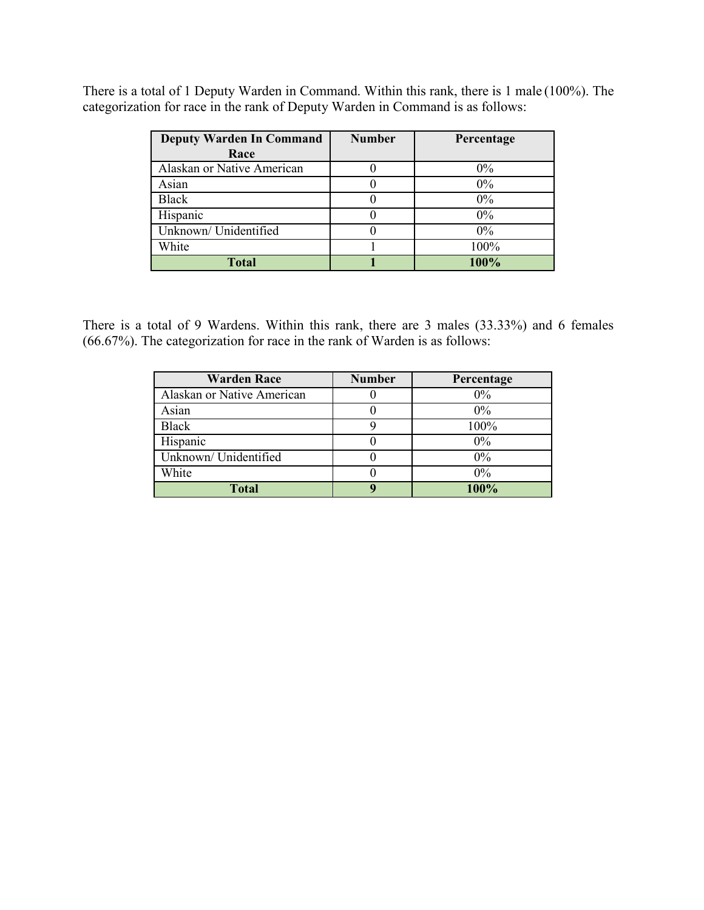There is a total of 1 Deputy Warden in Command. Within this rank, there is 1 male (100%). The categorization for race in the rank of Deputy Warden in Command is as follows:

| Deputy Warden In Command Race | Number | Percentage |
|---|---|---|
| Alaskan or Native American | 0 | 0% |
| Asian | 0 | 0% |
| Black | 0 | 0% |
| Hispanic | 0 | 0% |
| Unknown/ Unidentified | 0 | 0% |
| White | 1 | 100% |
| **Total** | **1** | **100%** |

There is a total of 9 Wardens. Within this rank, there are 3 males (33.33%) and 6 females (66.67%). The categorization for race in the rank of Warden is as follows:

| Warden Race | Number | Percentage |
|---|---|---|
| Alaskan or Native American | 0 | 0% |
| Asian | 0 | 0% |
| Black | 9 | 100% |
| Hispanic | 0 | 0% |
| Unknown/ Unidentified | 0 | 0% |
| White | 0 | 0% |
| **Total** | **9** | **100%** |